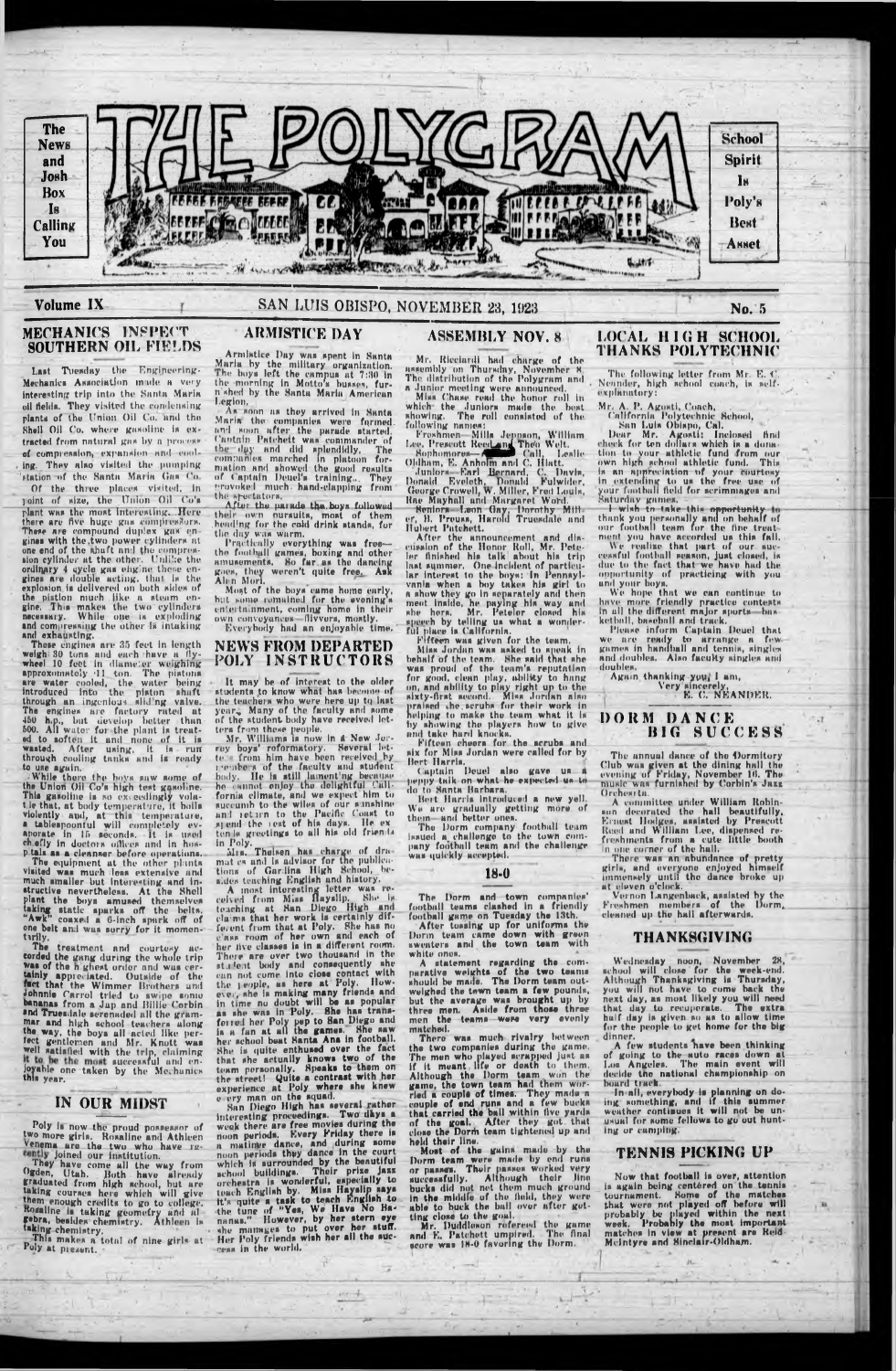# THE POLYGRAM

The News and Josh Box Is Calling You

School Spirit Is Poly's Best Asset

Volume IX — SAN LUIS OBISPO, NOVEMBER 23, 1923 — No. 5

## MECHANICS INSPECT SOUTHERN OIL FIELDS

Last Tuesday the Engineering-Mechanics Association made a very interesting trip into the Santa Maria oil fields. They visited the condensing plants of the Union Oil Co. and the Shell Oil Co. where gasoline is extracted from natural gas by a process of compression, expansion and cooling. They also visited the pumping station of the Santa Maria Gas Co.

Of the three places visited, in point of size, the Union Oil Co's plant was the most interesting. Here there are five huge gas compressors. These are compound duplex gas engines with the two power cylinders at one end of the shaft and the compression cylinder at the other. Unlike the ordinary 4 cycle gas engine these engines are double acting, that is the explosion is delivered on both sides of the piston much like a steam engine. This makes the two cylinders necessary. While one is exploding and compressing the other is intaking and exhausting.

These engines are 35 feet in length weigh 30 tons and each have a flywheel 10 feet in diameter weighing approximately 11 ton. The pistons are water cooled, the water being introduced into the piston shaft through an ingenious sliding valve. The engines are factory rated at 450 h.p., but develop better than 500. All water for the plant is treated to soften it and none of it is wasted. After using, it is run through cooling tanks and is ready to use again.

While there the boys saw some of the Union Oil Co's high test gasoline. This gasoline is so exceedingly volatile that, at body temperature, it boils violently and, at this temperature, a tablespoonful will completely evaporate in 15 seconds. It is used chiefly in doctors offices and in hospitals as a cleanser before operations.

The equipment at the other plants visited was much less extensive and much smaller but interesting and instructive nevertheless. At the Shell plant the boys amused themselves taking static sparks off the belts. "Awk" coaxed a 6-inch spark off of one belt and was sorry for it momentarily.

The treatment and courtesy accorded the gang during the whole trip was of the highest order and was certainly appreciated. Outside of the fact that the Wimmer Brothers and Johnnie Carrol tried to swipe some bananas from a Jap and Billie Corbin and Truesdale serenaded all the grammar and high school teachers along the way, the boys all acted like perfect gentlemen and Mr. Knott was well satisfied with the trip, claiming it to be the most successful and enjoyable one taken by the Mechanics this year.

## IN OUR MIDST

Poly is now the proud possessor of two more girls. Rosaline and Athleen Venema are the two who have recently joined our institution.

They have come all the way from Ogden, Utah. Both have already graduated from high school, but are taking courses here which will give them enough credits to go to college. Rosaline is taking geometry and algebra, besides chemistry. Athleen is taking chemistry.

This makes a total of nine girls at Poly at present.

## ARMISTICE DAY

Armistice Day was spent in Santa Maria by the military organization. The boys left the campus at 7:30 in the morning in Motto's busses, furnished by the Santa Maria American Legion.

As soon as they arrived in Santa Maria the companies were formed, and soon after the parade started. Captain Patchett was commander of the day and did splendidly. The companies marched in platoon formation and showed the good results of Captain Deuel's training. They provoked much hand-clapping from the spectators.

After the parade the boys followed their own pursuits, most of them heading for the cold drink stands, for the day was warm.

Practically everything was free—the football games, boxing and other amusements. So far as the dancing goes, they weren't quite free. Ask Alan Mori.

Most of the boys came home early, but some remained for the evening's entertainment, coming home in their own conveyances—flivvers, mostly.

Everybody had an enjoyable time.

## NEWS FROM DEPARTED POLY INSTRUCTORS

It may be of interest to the older students to know what has become of the teachers who were here up to last year. Many of the faculty and some of the student body have received letters from these people.

Mr. Williams is now in a New Jersey boys' reformatory. Several letters from him have been received by members of the faculty and student body. He is still lamenting because he cannot enjoy the delightful California climate, and we expect him to succumb to the wiles of our sunshine and return to the Pacific Coast to spend the rest of his days. He extends greetings to all his old friends in Poly.

Mrs. Thelsen has charge of dramatics and is advisor for the publications of Gardina High School, besides teaching English and history.

A most interesting letter was received from Miss Hayslip. She is teaching at San Diego High and claims that her work is certainly different from that at Poly. She has no class room of her own and each of her five classes is in a different room. There are over two thousand in the student body and consequently she can not come into close contact with the people, as here at Poly. However, she is making many friends and in time no doubt will be as popular as she was in Poly. She has transferred her Poly pep to San Diego and is a fan at all the games. She saw her school beat Santa Ana in football. She is quite enthused over the fact that she actually knows two of the team personally. Speaks to them on the street! Quite a contrast with her experience at Poly where she knew every man on the squad.

San Diego High has several rather interesting proceedings. Two days a week there are free movies during the noon periods. Every Friday there is a matinee dance, and during some noon periods they dance in the court which is surrounded by the beautiful school buildings. Their prize jazz orchestra is wonderful, especially to teach English by. Miss Hayslip says it's quite a task to teach English to the tune of "Yes, We Have No Bananas." However, by her stern eye she manages to put over her stuff. Her Poly friends wish her all the success in the world.

## ASSEMBLY NOV. 8

Mr. Ricciardi had charge of the assembly on Thursday, November 8. The distribution of the Polygram and a Junior meeting were announced.

Miss Chase read the honor roll in which the Juniors made the best showing. The roll consisted of the following names:

Freshmen—Mills Jeppson, William Lee, Prescott Reed and Theo Welt.

Sophomores—Call, Leslie Oldham, E. Anholm and C. Hiatt.

Juniors—Earl Bernard, C. Davis, Donald Eveleth, Donald Fulwider, George Crowell, W. Miller, Fred Louis, Rae Mayhall and Margaret Word.

Seniors—Leon Guy, Dorothy Miller, B. Preuss, Harold Truesdale and Hubert Patchett.

After the announcement and discussion of the Honor Roll, Mr. Peteler finished his talk about his trip last summer. One incident of particular interest to the boys: In Pennsylvania when a boy takes his girl to a show they go in separately and then meet inside, he paying his way and she hers. Mr. Peteler closed his speech by telling us what a wonderful place is California.

Fifteen was given for the team.

Miss Jordan was asked to speak in behalf of the team. She said that she was proud of the team's reputation for good, clean play, ability to hang on, and ability to play right up to the sixty-first second. Miss Jordan also praised the scrubs for their work in helping to make the team what it is by showing the players how to give and take hard knocks.

Fifteen cheers for the scrubs and six for Miss Jordan were called for by Bert Harris.

Captain Deuel also gave us a peppy talk on what he expected us to do to Santa Barbara.

Bert Harris introduced a new yell. We are gradually getting more of them—and better ones.

The Dorm company football team issued a challenge to the town company football team and the challenge was quickly accepted.

## 18-0

The Dorm and town companies' football teams clashed in a friendly football game on Tuesday the 13th.

After tossing up for uniforms the Dorm team came down with green sweaters and the town team with white ones.

A statement regarding the comparative weights of the two teams should be made. The Dorm team outweighed the town team a few pounds, but the average was brought up by three men. Aside from those three men the teams were very evenly matched.

There was much rivalry between the two companies during the game. The men who played scrapped just as if it meant life or death to them. Although the Dorm team won the game, the town team had them worried a couple of times. They made a couple of end runs and a few bucks that carried the ball within five yards of the goal. After they got that close the Dorm team tightened up and held their line.

Most of the gains made by the Dorm team were made by end runs or passes. Their passes worked very successfully. Although their line bucks did not net them much ground in the middle of the field, they were able to buck the ball over after getting close to the goal.

Mr. Duddleson refereed the game and E. Patchett umpired. The final score was 18-0 favoring the Dorm.

## LOCAL HIGH SCHOOL THANKS POLYTECHNIC

The following letter from Mr. E. C. Neander, high school coach, is self-explanatory:

Mr. A. P. Agosti, Coach,
California Polytechnic School,
San Luis Obispo, Cal.

Dear Mr. Agosti: Inclosed find check for ten dollars which is a donation to your athletic fund from our own high school athletic fund. This is an appreciation of your courtesy in extending to us the free use of your football field for scrimmages and Saturday games.

I wish to take this opportunity to thank you personally and on behalf of our football team for the fine treatment you have accorded us this fall.

We realize that part of our successful football season, just closed, is due to the fact that we have had the opportunity of practicing with you and your boys.

We hope that we can continue to have more friendly practice contests in all the different major sports—basketball, baseball and track.

Please inform Captain Deuel that we are ready to arrange a few games in handball and tennis, singles and doubles. Also faculty singles and doubles.

Again thanking you, I am,
Very sincerely,
E. C. NEANDER.

## DORM DANCE BIG SUCCESS

The annual dance of the Dormitory Club was given at the dining hall the evening of Friday, November 16. The music was furnished by Corbin's Jazz Orchestra.

A committee under William Robinson decorated the hall beautifully. Ernest Hodges, assisted by Prescott Reed and William Lee, dispensed refreshments from a cute little booth in one corner of the hall.

There was an abundance of pretty girls, and everyone enjoyed himself immensely until the dance broke up at eleven o'clock.

Vernon Langenback, assisted by the Freshmen members of the Dorm, cleaned up the hall afterwards.

## THANKSGIVING

Wednesday noon, November 28, school will close for the week-end. Although Thanksgiving is Thursday, you will not have to come back the next day, as most likely you will need that day to recuperate. The extra half day is given so as to allow time for the people to get home for the big dinner.

A few students have been thinking of going to the auto races down at Los Angeles. The main event will decide the national championship on board track.

In all, everybody is planning on doing something, and if this summer weather continues it will not be unusual for some fellows to go out hunting or camping.

## TENNIS PICKING UP

Now that football is over, attention is again being centered on the tennis tournament. Some of the matches that were not played off before will probably be played within the next week. Probably the most important matches in view at present are Reid-McIntyre and Sinclair-Oldham.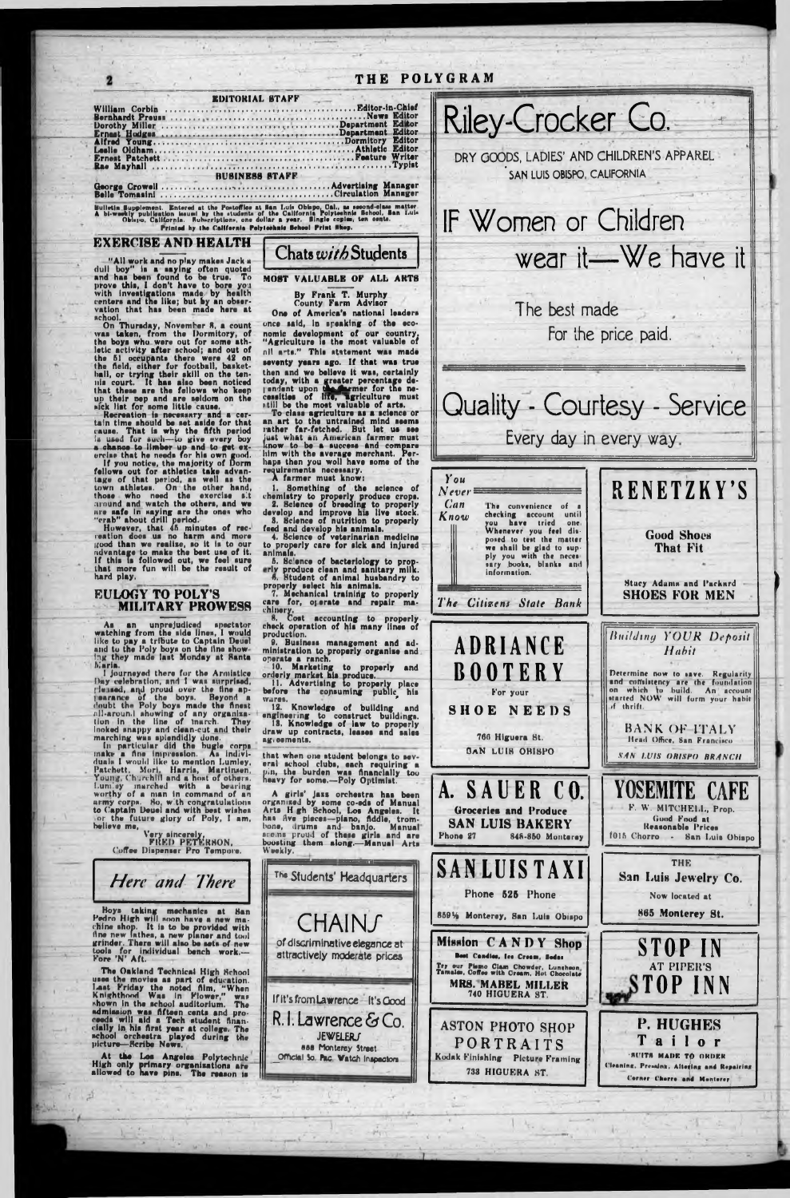## EDITORIAL STAFF

William Corbin ........ Editor-in-Chief
Bernhardt Preuss ........ News Editor
Dorothy Miller ........ Department Editor
Ernest Hodges ........ Department Editor
Alfred Young ........ Dormitory Editor
Leslie Oldham ........ Athletic Editor
Ernest Patchett ........ Feature Writer
Rae Mayhall ........ Typist

## BUSINESS STAFF

George Crowell ........ Advertising Manager
Belle Tomasini ........ Circulation Manager

Bulletin Supplement. Entered at the Postoffice at San Luis Obispo, Cal., as second-class matter. A bi-weekly publication issued by the students of the California Polytechnic School, San Luis Obispo, California. Subscriptions, one dollar a year. Single copies, ten cents.
Printed by the California Polytechnic School Print Shop.

## EXERCISE AND HEALTH

"All work and no play makes Jack a dull boy" is a saying often quoted and has been found to be true. To prove this, I don't have to bore you with investigations made by health centers and the like; but by an observation that has been made here at school.

On Thursday, November 8, a count was taken, from the Dormitory, of the boys who were out for some athletic activity after school; and out of the 51 occupants there were 42 on the field, either for football, basketball, or trying their skill on the tennis court. It has also been noticed that these are the fellows who keep up their pep and are seldom on the sick list for some little cause.

Recreation is necessary and a certain time should be set aside for that cause. That is why the fifth period is used for such—to give every boy a chance to limber up and to get exercise that he needs for his own good.

If you notice, the majority of Dorm fellows out for athletics take advantage of that period, as well as the town athletes. On the other hand, those who need the exercise sit around and watch the others, and we are safe in saying are the ones who "crab" about drill period.

However, that 45 minutes of recreation does us no harm and more good than we realize, so it is to our advantage to make the best use of it. If this is followed out, we feel sure that more fun will be the result of hard play.

## EULOGY TO POLY'S MILITARY PROWESS

As an unprejudiced spectator watching from the side lines, I would like to pay a tribute to Captain Deuel and to the Poly boys on the fine showing they made last Monday at Santa Maria.

I journeyed there for the Armistice Day celebration, and I was surprised, pleased, and proud over the fine appearance of the boys. Beyond a doubt the Poly boys made the finest all-around showing of any organization in the line of march. They looked snappy and clean-cut and their marching was splendidly done.

In particular did the bugle corps make a fine impression. As individuals I would like to mention Lumley, Patchett, Mori, Harris, Martinsen, Young, Churchill and a host of others. Lumley marched with a bearing worthy of a man in command of an army corps. So, with congratulations to Captain Deuel and with best wishes for the future glory of Poly, I am, believe me,

Very sincerely,
FRED PETERSON,
Coffee Dispenser Pro Tempore.

## *Here and There*

Boys taking mechanics at San Pedro High will soon have a new machine shop. It is to be provided with fine new lathes, a new planer and tool grinder. There will also be sets of new tools for individual bench work.— Fore 'N' Aft.

The Oakland Technical High School uses the movies as part of education. Last Friday the noted film, "When Knighthood Was in Flower," was shown in the school auditorium. The admission was fifteen cents and proceeds will aid a Tech student financially in his first year at college. The school orchestra played during the picture—Scribe News.

At the Los Angeles Polytechnic High only primary organizations are allowed to have pins. The reason is that when one student belongs to several school clubs, each requiring a pin, the burden was financially too heavy for some.—Poly Optimist.

A girls' jazz orchestra has been organized by some co-eds of Manual Arts High School, Los Angeles. It has five pieces—piano, fiddle, trombone, drums and banjo. Manual seems proud of these girls and are boosting them along.—Manual Arts Weekly.

## Chats *with* Students

### MOST VALUABLE OF ALL ARTS

By Frank T. Murphy
County Farm Advisor

One of America's national leaders once said, in speaking of the economic development of our country, "Agriculture is the most valuable of all arts." This statement was made seventy years ago. If that was true then and we believe it was, certainly today, with a greater percentage dependent upon the farmer for the necessities of life, agriculture must still be the most valuable of arts.

To class agriculture as a science or an art to the untrained mind seems rather far-fetched. But let us see just what an American farmer must know to be a success and compare him with the average merchant. Perhaps then you will have some of the requirements necessary.

A farmer must know:

1. Something of the science of chemistry to properly produce crops.
2. Science of breeding to properly develop and improve his live stock.
3. Science of nutrition to properly feed and develop his animals.
4. Science of veterinarian medicine to properly care for sick and injured animals.
5. Science of bacteriology to properly produce clean and sanitary milk.
6. Student of animal husbandry to properly select his animals.
7. Mechanical training to properly care for, operate and repair machinery.
8. Cost accounting to properly check operation of his many lines of production.
9. Business management and administration to properly organize and operate a ranch.
10. Marketing to properly and orderly market his produce.
11. Advertising to properly place before the consuming public his wares.
12. Knowledge of building and engineering to construct buildings.
13. Knowledge of law to properly draw up contracts, leases and sales agreements.

---

The Students' Headquarters

CHAINS

of discriminative elegance at attractively moderate prices

If it's from Lawrence It's Good

R. I. Lawrence & Co.
JEWELERS
888 Monterey Street
Official So. Pac. Watch Inspectors

---

Riley-Crocker Co.

DRY GOODS, LADIES' AND CHILDREN'S APPAREL
SAN LUIS OBISPO, CALIFORNIA

IF Women or Children wear it—We have it

The best made
For the price paid.

Quality - Courtesy - Service
Every day in every way.

---

*You Never Can Know*

The convenience of a checking account until you have tried one. Whenever you feel disposed to test the matter we shall be glad to supply you with the necessary books, blanks and information.

*The Citizens State Bank*

---

RENETZKY'S

Good Shoes That Fit

Stacy Adams and Packard
SHOES FOR MEN

---

ADRIANCE BOOTERY

For your
SHOE NEEDS

766 Higuera St.
SAN LUIS OBISPO

---

*Building YOUR Deposit Habit*

Determine now to save. Regularity and consistency are the foundation on which to build. An account started NOW will form your habit of thrift.

BANK OF ITALY
Head Office, San Francisco
SAN LUIS OBISPO BRANCH

---

A. SAUER CO.
Groceries and Produce
SAN LUIS BAKERY
Phone 27 848-850 Monterey

---

YOSEMITE CAFE
F. W. MITCHELL, Prop.
Good Food at Reasonable Prices
1015 Chorro - San Luis Obispo

---

SAN LUIS TAXI
Phone 525 Phone
859½ Monterey, San Luis Obispo

---

THE San Luis Jewelry Co.
Now located at
865 Monterey St.

---

Mission CANDY Shop
Best Candies, Ice Cream, Sodas
Try our Pismo Clam Chowder, Luncheon, Tamales, Coffee with Cream, Hot Chocolate
MRS. MABEL MILLER
740 HIGUERA ST.

---

STOP IN AT PIPER'S STOP INN

---

ASTON PHOTO SHOP
PORTRAITS
Kodak Finishing Picture Framing
733 HIGUERA ST.

---

P. HUGHES
Tailor
SUITS MADE TO ORDER
Cleaning, Pressing, Altering and Repairing
Corner Chorro and Monterey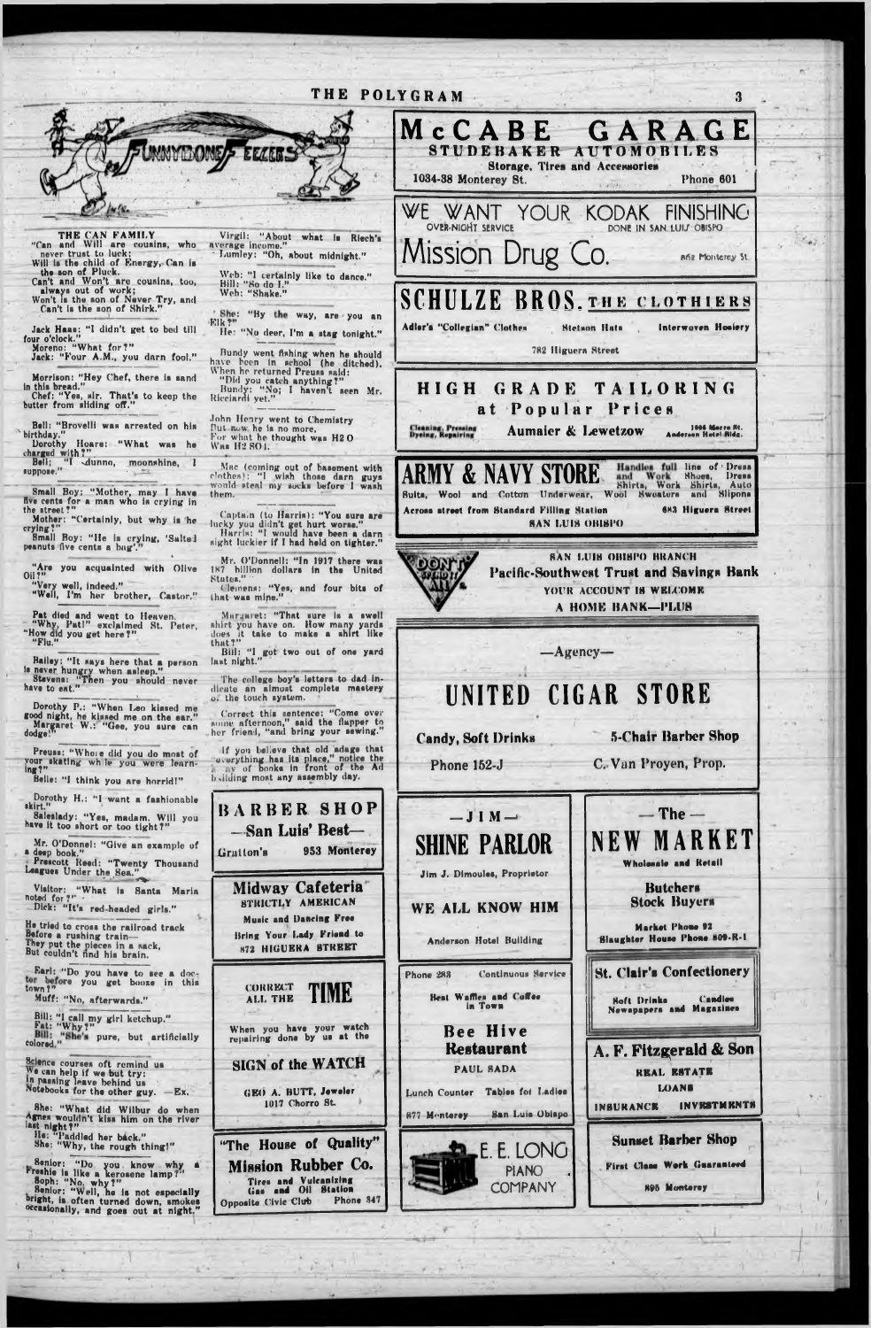# FUNNYBONE FEELERS

### THE CAN FAMILY

"Can and Will are cousins, who never trust to luck;
Will is the child of Energy, Can is the son of Pluck.
Can't and Won't are cousins, too, always out of work;
Won't is the son of Never Try, and Can't is the son of Shirk."

Jack Haas: "I didn't get to bed till four o'clock."
Moreno: "What for?"
Jack: "Four A.M., you darn fool."

Morrison: "Hey Chef, there is sand in this bread."
Chef: "Yes, sir. That's to keep the butter from sliding off."

Bell: "Brovelli was arrested on his birthday."
Dorothy Hoare: "What was he charged with?"
Bell: "I dunno, moonshine, I suppose."

Small Boy: "Mother, may I have five cents for a man who is crying in the street?"
Mother: "Certainly, but why is he crying?"
Small Boy: "He is crying, 'Salted peanuts five cents a bag'."

"Are you acquainted with Olive Oil?"
"Very well, indeed."
"Well, I'm her brother, Castor."

Pat died and went to Heaven.
"Why, Pat!" exclaimed St. Peter, "How did you get here?"
"Flu."

Bailey: "It says here that a person is never hungry when asleep."
Stevens: "Then you should never have to eat."

Dorothy P.: "When Leo kissed me good night, he kissed me on the ear."
Margaret W.: "Gee, you sure can dodge!"

Preuss: "Where did you do most of your skating while you were learning?"
Belle: "I think you are horrid!"

Dorothy H.: "I want a fashionable skirt."
Saleslady: "Yes, madam. Will you have it too short or too tight?"

Mr. O'Donnel: "Give an example of a deep book."
Prescott Reed: "Twenty Thousand Leagues Under the Sea."

Visitor: "What is Santa Maria noted for?"
Dick: "It's red-headed girls."

He tried to cross the railroad track
Before a rushing train—
They put the pieces in a sack,
But couldn't find his brain.

Earl: "Do you have to see a doctor before you get booze in this town?"
Muff: "No, afterwards."

Bill: "I call my girl ketchup."
Fat: "Why?"
Bill: "She's pure, but artificially colored."

Science courses oft remind us
We can help if we but try;
In passing leave behind us
Notebooks for the other guy. —Ex.

She: "What did Wilbur do when Agnes wouldn't kiss him on the river last night?"
He: "Paddled her back."
She: "Why, the rough thing!"

Senior: "Do you know why a Freshie is like a kerosene lamp?"
Soph: "No, why?"
Senior: "Well, he is not especially bright, is often turned down, smokes occasionally, and goes out at night."

Virgil: "About what is Riech's average income."
Lumley: "Oh, about midnight."

Web: "I certainly like to dance."
Hill: "So do I."
Web: "Shake."

She: "By the way, are you an Elk?"
He: "No deer, I'm a stag tonight."

Bundy went fishing when he should have been in school (he ditched). When he returned Preuss said:
"Did you catch anything?"
Bundy: "No; I haven't seen Mr. Ricciardi yet."

John Henry went to Chemistry
But now he is no more,
For what he thought was $H_2O$
Was $H_2SO_4$.

Mac (coming out of basement with clothes): "I wish those darn guys would steal my socks before I wash them.

Captain (to Harris): "You sure are lucky you didn't get hurt worse."
Harris: "I would have been a darn sight luckier if I had held on tighter."

Mr. O'Donnell: "In 1917 there was 187 billion dollars in the United States."
Clemens: "Yes, and four bits of that was mine."

Margaret: "That sure is a swell shirt you have on. How many yards does it take to make a shirt like that?"
Bill: "I got two out of one yard last night."

The college boy's letters to dad indicate an almost complete mastery of the touch system.

Correct this sentence: "Come over some afternoon," said the flapper to her friend, "and bring your sewing."

If you believe that old adage that "everything has its place," notice the array of books in front of the Ad building most any assembly day.

---

**BARBER SHOP**
—San Luis' Best—
Gratton's 953 Monterey

---

**Midway Cafeteria**
STRICTLY AMERICAN
Music and Dancing Free
Bring Your Lady Friend to
872 HIGUERA STREET

---

**CORRECT ALL THE TIME**
When you have your watch repairing done by us at the
**SIGN of the WATCH**
GEO A. BUTT, Jeweler
1017 Chorro St.

---

**"The House of Quality"**
**Mission Rubber Co.**
Tires and Vulcanizing
Gas and Oil Station
Opposite Civic Club Phone 347

---

**McCABE GARAGE**
**STUDEBAKER AUTOMOBILES**
Storage, Tires and Accessories
1034-38 Monterey St. Phone 601

---

**WE WANT YOUR KODAK FINISHING**
OVER-NIGHT SERVICE DONE IN SAN LUIS OBISPO
**Mission Drug Co.** 862 Monterey St.

---

**SCHULZE BROS. THE CLOTHIERS**
Adler's "Collegian" Clothes Stetson Hats Interwoven Hosiery
782 Higuera Street

---

**HIGH GRADE TAILORING**
**at Popular Prices**
Cleaning, Pressing, Dyeing, Repairing
**Aumaier & Lewetzow**
1006 Morro St. Anderson Hotel Bldg.

---

**ARMY & NAVY STORE**
Handles full line of Dress and Work Shoes, Dress Shirts, Work Shirts, Auto Suits, Wool and Cotton Underwear, Wool Sweaters and Slipons
Across street from Standard Filling Station 683 Higuera Street
SAN LUIS OBISPO

---

DON'T SPEND IT ALL
SAN LUIS OBISPO BRANCH
**Pacific-Southwest Trust and Savings Bank**
YOUR ACCOUNT IS WELCOME
A HOME BANK—PLUS

---

—Agency—
**UNITED CIGAR STORE**
Candy, Soft Drinks 5-Chair Barber Shop
Phone 152-J C. Van Proyen, Prop.

---

—JIM—
**SHINE PARLOR**
Jim J. Dimoules, Proprietor
WE ALL KNOW HIM
Anderson Hotel Building

---

—The—
**NEW MARKET**
Wholesale and Retail
Butchers
Stock Buyers
Market Phone 92
Slaughter House Phone 809-R-1

---

Phone 283 Continuous Service
Best Waffles and Coffee in Town
**Bee Hive Restaurant**
PAUL SADA
Lunch Counter Tables for Ladies
877 Monterey San Luis Obispo

---

**St. Clair's Confectionery**
Soft Drinks Candies
Newspapers and Magazines

---

**A. F. Fitzgerald & Son**
REAL ESTATE
LOANS
INSURANCE INVESTMENTS

---

**E. E. LONG PIANO COMPANY**

---

**Sunset Barber Shop**
First Class Work Guaranteed
895 Monterey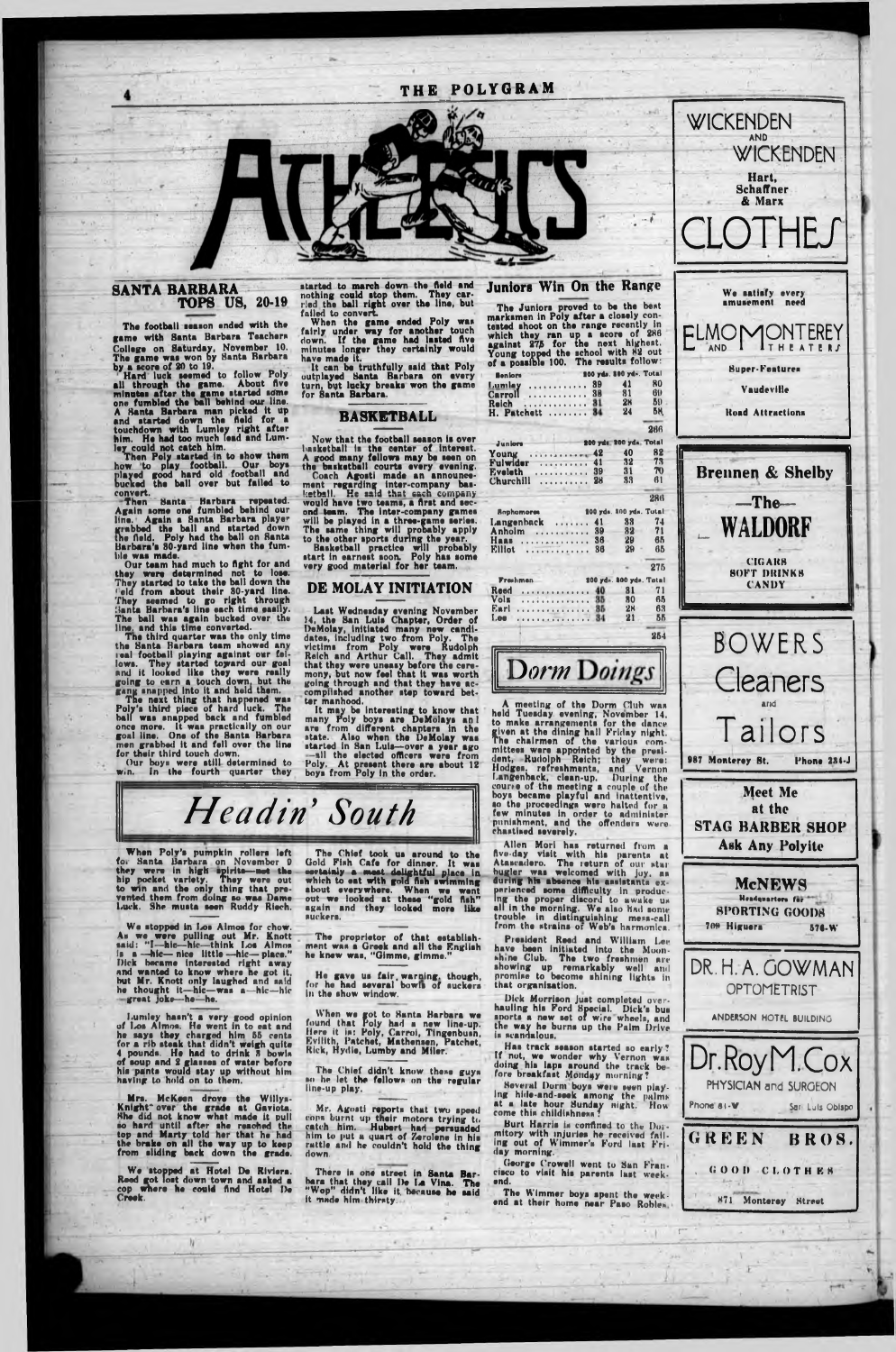# ATHLETICS

## SANTA BARBARA TOPS US, 20-19

The football season ended with the game with Santa Barbara Teachers College on Saturday, November 10. The game was won by Santa Barbara by a score of 20 to 19.

Hard luck seemed to follow Poly all through the game. About five minutes after the game started some one fumbled the ball behind our line. A Santa Barbara man picked it up and started down the field for a touchdown with Lumley right after him. He had too much lead and Lumley could not catch him.

Then Poly started in to show them how to play football. Our boys played good hard old football and bucked the ball over but failed to convert.

Then Santa Barbara repeated. Again some one fumbled behind our line. Again a Santa Barbara player grabbed the ball and started down the field. Poly had the ball on Santa Barbara's 30-yard line when the fumble was made.

Our team had much to fight for and they were determined not to lose. They started to take the ball down the field from about their 30-yard line. They seemed to go right through Santa Barbara's line each time easily. The ball was again bucked over the line, and this time converted.

The third quarter was the only time the Santa Barbara team showed any real football playing against our fellows. They started toward our goal and it looked like they were really going to earn a touch down, but the gang snapped into it and held them.

The next thing that happened was Poly's third piece of hard luck. The ball was snapped back and fumbled once more. It was practically on our goal line. One of the Santa Barbara men grabbed it and fell over the line for their third touch down.

Our boys were still determined to win. In the fourth quarter they started to march down the field and nothing could stop them. They carried the ball right over the line, but failed to convert.

When the game ended Poly was fairly under way for another touch down. If the game had lasted five minutes longer they certainly would have made it.

It can be truthfully said that Poly outplayed Santa Barbara on every turn, but lucky breaks won the game for Santa Barbara.

## BASKETBALL

Now that the football season is over basketball is the center of interest. A good many fellows may be seen on the basketball courts every evening.

Coach Agosti made an announcement regarding inter-company basketball. He said that each company would have two teams, a first and second team. The inter-company games will be played in a three-game series. The same thing will probably apply to the other sports during the year.

Basketball practice will probably start in earnest soon. Poly has some very good material for her team.

## DE MOLAY INITIATION

Last Wednesday evening November 14, the San Luis Chapter, Order of DeMolay, initiated many new candidates, including two from Poly. The victims from Poly were Rudolph Reich and Arthur Call. They admit that they were uneasy before the ceremony, but now feel that it was worth going through and that they have accomplished another step toward better manhood.

It may be interesting to know that many Poly boys are DeMolays and are from different chapters in the state. Also when the DeMolay was started in San Luis—over a year ago—all the elected officers were from Poly. At present there are about 12 boys from Poly in the order.

## Juniors Win On the Range

The Juniors proved to be the best marksmen in Poly after a closely contested shoot on the range recently in which they ran up a score of 286 against 275 for the next highest. Young topped the school with 82 out of a possible 100. The results follow:

| Seniors | 200 yds. | 300 yds. | Total |
|---|---|---|---|
| Lumley | 39 | 41 | 80 |
| Carroll | 38 | 31 | 69 |
| Reich | 31 | 28 | 59 |
| H. Patchett | 34 | 24 | 58 |
| | | | 266 |

| Juniors | 200 yds. | 300 yds. | Total |
|---|---|---|---|
| Young | 42 | 40 | 82 |
| Fulwider | 41 | 32 | 73 |
| Eveleth | 39 | 31 | 70 |
| Churchill | 28 | 33 | 61 |
| | | | 286 |

| Sophomores | 200 yds. | 300 yds. | Total |
|---|---|---|---|
| Langenback | 41 | 33 | 74 |
| Anholm | 39 | 32 | 71 |
| Haas | 36 | 29 | 65 |
| Elliot | 36 | 29 | 65 |
| | | | 275 |

| Freshmen | 200 yds. | 300 yds. | Total |
|---|---|---|---|
| Reed | 40 | 31 | 71 |
| Volz | 35 | 30 | 65 |
| Earl | 35 | 28 | 63 |
| Lee | 34 | 21 | 55 |
| | | | 254 |

## Dorm Doings

A meeting of the Dorm Club was held Tuesday evening, November 14, to make arrangements for the dance given at the dining hall Friday night. The chairmen of the various committees were appointed by the president, Rudolph Reich; they were: Hodges, refreshments, and Vernon Langenback, clean-up. During the course of the meeting a couple of the boys became playful and inattentive, so the proceedings were halted for a few minutes in order to administer punishment, and the offenders were chastised severely.

Allen Mori has returned from a five-day visit with his parents at Atascadero. The return of our star bugler was welcomed with joy, as during his absence his assistants experienced some difficulty in producing the proper discord to awake us all in the morning. We also had some trouble in distinguishing mess-call from the strains of Web's harmonica.

President Reed and William Lee have been initiated into the Moonshine Club. The two freshmen are showing up remarkably well and promise to become shining lights in that organization.

Dick Morrison just completed overhauling his Ford Special. Dick's bus sports a new set of wire wheels, and the way he burns up the Palm Drive is scandalous.

Has track season started so early? If not, we wonder why Vernon was doing his laps around the track before breakfast Monday morning?

Several Dorm boys were seen playing hide-and-seek among the palms at a late hour Sunday night. How come this childishness?

Burt Harris is confined to the Dormitory with injuries he received falling out of Wimmer's Ford last Friday morning.

George Crowell went to San Francisco to visit his parents last week-end.

The Wimmer boys spent the week-end at their home near Paso Robles.

# *Headin' South*

When Poly's pumpkin rollers left for Santa Barbara on November 9 they were in high spirits—not the hip pocket variety. They were out to win and the only thing that prevented them from doing so was Dame Luck. She musta seen Ruddy Riech.

We stopped in Los Almos for chow. As we were pulling out Mr. Knott said: "I—hic—hic—think Los Almos is a —hic— nice little —hic— place." Dick became interested right away and wanted to know where he got it, but Mr. Knott only laughed and said he thought it—hic—was a —hic—hic —great joke—he—he.

Lumley hasn't a very good opinion of Los Almos. He went in to eat and he says they charged him 55 cents for a rib steak that didn't weigh quite 4 pounds. He had to drink 3 bowls of soup and 2 glasses of water before his pants would stay up without him having to hold on to them.

Mrs. McKeen drove the Willys-Knight over the grade at Gaviota. She did not know what made it pull so hard until after she reached the top and Marty told her that he had the brake on all the way up to keep from sliding back down the grade.

We stopped at Hotel De Riviera. Reed got lost down town and asked a cop where he could find Hotel De Creek.

The Chief took us around to the Gold Fish Cafe for dinner. It was certainly a most delightful place in which to eat with gold fish swimming about everywhere. When we went out we looked at those "gold fish" again and they looked more like suckers.

The proprietor of that establishment was a Greek and all the English he knew was, "Gimme, gimme."

He gave us fair warning, though, for he had several bowls of suckers in the show window.

When we got to Santa Barbara we found that Poly had a new line-up. Here it is: Poly, Carrol, Tingenbush, Evilith, Patchet, Mathensen, Patchet, Rick, Hydie, Lumby and Miler.

The Chief didn't know these guys so he let the fellows on the regular line-up play.

Mr. Agosti reports that two speed cops burnt up their motors trying to catch him. Hubert had persuaded him to put a quart of Zerolene in his rattle and he couldn't hold the thing down.

There is one street in Santa Barbara that they call De La Vina. The "Wop" didn't like it because he said it made him thirsty.

---

WICKENDEN AND WICKENDEN
Hart, Schaffner & Marx
CLOTHES

We satisfy every amusement need
ELMO AND MONTEREY THEATERS
Super-Features
Vaudeville
Road Attractions

Brennen & Shelby
—The— WALDORF
CIGARS
SOFT DRINKS
CANDY

BOWERS Cleaners and Tailors
987 Monterey St. Phone 234-J

Meet Me at the STAG BARBER SHOP
Ask Any Polyite

McNEWS
Headquarters for SPORTING GOODS
709 Higuera 578-W

DR. H. A. GOWMAN
OPTOMETRIST
ANDERSON HOTEL BUILDING

Dr. Roy M. Cox
PHYSICIAN and SURGEON
Phone 61-W San Luis Obispo

GREEN BROS.
GOOD CLOTHES
871 Monterey Street